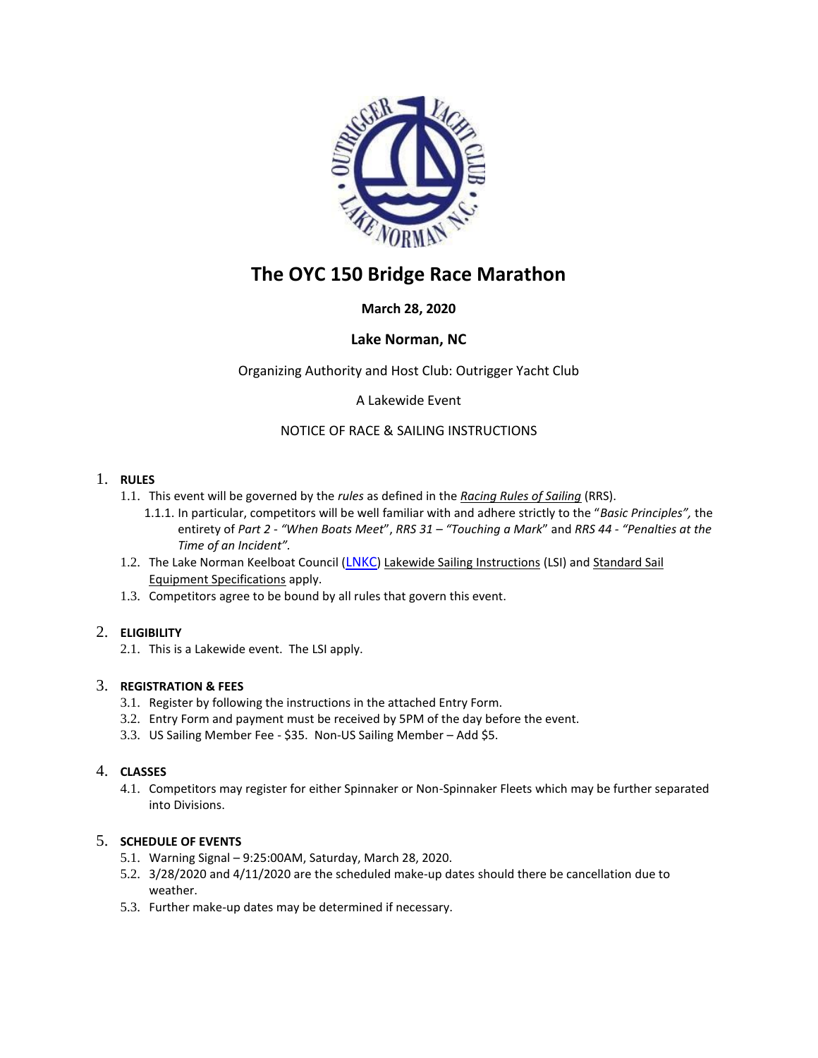# The OYC 150 Bridge Race Marathon

**March 28, 2020**

**Lake Norman, NC**

Organizing Authority and Host Club: Outrigger Yacht Club

A Lakewide Event

NOTICE OF RACE & SAILING INSTRUCTIONS

1. **RULES**
   - 1.1. This event will be governed by the *rules* as defined in the *Racing Rules of Sailing* (RRS).
     - 1.1.1. In particular, competitors will be well familiar with and adhere strictly to the "*Basic Principles",* the entirety of *Part 2 - "When Boats Meet*", *RRS 31 – "Touching a Mark*" and *RRS 44 - "Penalties at the Time of an Incident".*
   - 1.2. The Lake Norman Keelboat Council (LNKC) Lakewide Sailing Instructions (LSI) and Standard Sail Equipment Specifications apply.
   - 1.3. Competitors agree to be bound by all rules that govern this event.

2. **ELIGIBILITY**
   - 2.1. This is a Lakewide event. The LSI apply.

3. **REGISTRATION & FEES**
   - 3.1. Register by following the instructions in the attached Entry Form.
   - 3.2. Entry Form and payment must be received by 5PM of the day before the event.
   - 3.3. US Sailing Member Fee - $35. Non-US Sailing Member – Add $5.

4. **CLASSES**
   - 4.1. Competitors may register for either Spinnaker or Non-Spinnaker Fleets which may be further separated into Divisions.

5. **SCHEDULE OF EVENTS**
   - 5.1. Warning Signal – 9:25:00AM, Saturday, March 28, 2020.
   - 5.2. 3/28/2020 and 4/11/2020 are the scheduled make-up dates should there be cancellation due to weather.
   - 5.3. Further make-up dates may be determined if necessary.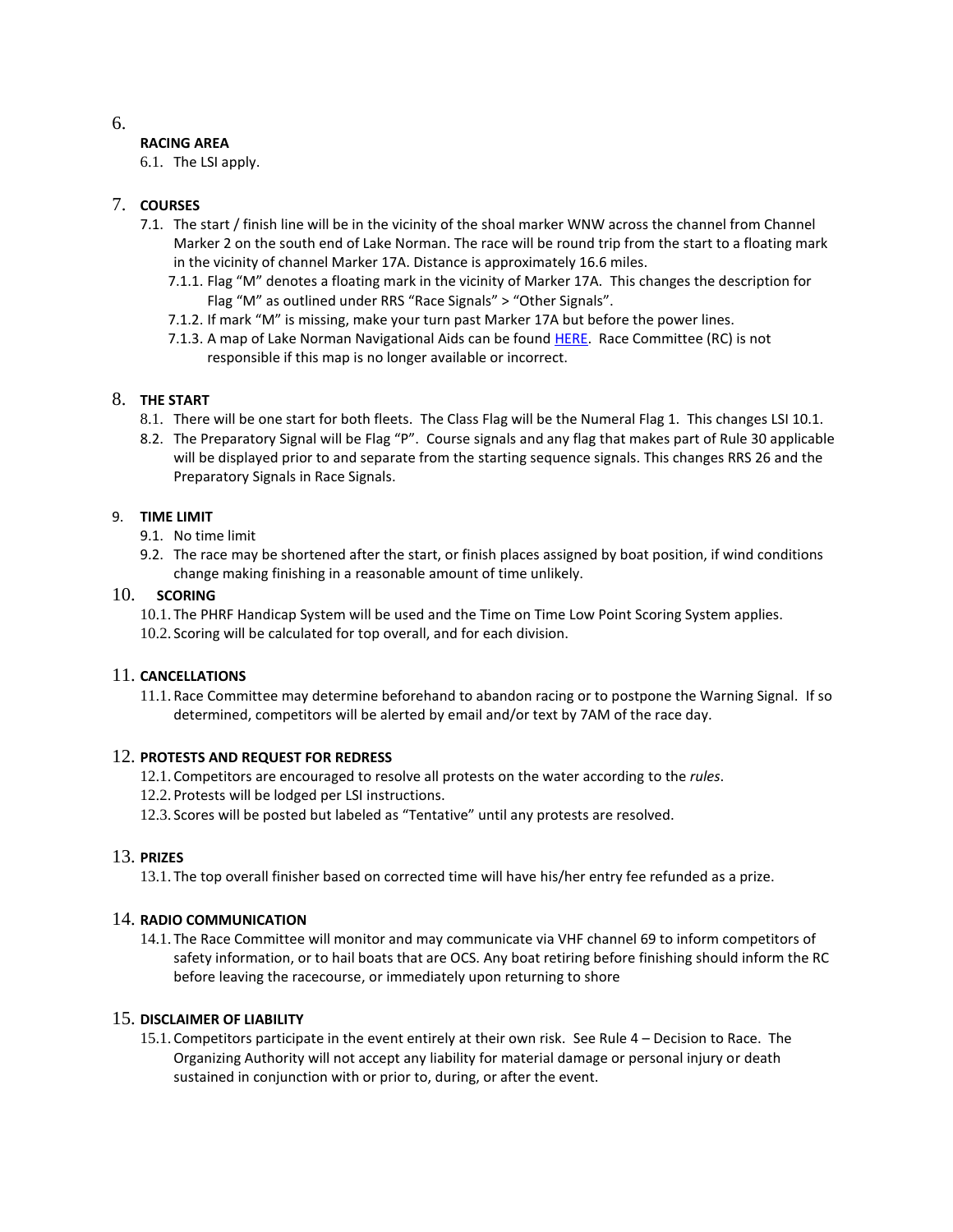## 6. RACING AREA

6.1. The LSI apply.

## 7. COURSES

7.1. The start / finish line will be in the vicinity of the shoal marker WNW across the channel from Channel Marker 2 on the south end of Lake Norman. The race will be round trip from the start to a floating mark in the vicinity of channel Marker 17A. Distance is approximately 16.6 miles.

7.1.1. Flag "M" denotes a floating mark in the vicinity of Marker 17A. This changes the description for Flag "M" as outlined under RRS "Race Signals" > "Other Signals".

7.1.2. If mark "M" is missing, make your turn past Marker 17A but before the power lines.

7.1.3. A map of Lake Norman Navigational Aids can be found HERE. Race Committee (RC) is not responsible if this map is no longer available or incorrect.

## 8. THE START

8.1. There will be one start for both fleets. The Class Flag will be the Numeral Flag 1. This changes LSI 10.1.

8.2. The Preparatory Signal will be Flag "P". Course signals and any flag that makes part of Rule 30 applicable will be displayed prior to and separate from the starting sequence signals. This changes RRS 26 and the Preparatory Signals in Race Signals.

## 9. TIME LIMIT

9.1. No time limit

9.2. The race may be shortened after the start, or finish places assigned by boat position, if wind conditions change making finishing in a reasonable amount of time unlikely.

## 10. SCORING

10.1. The PHRF Handicap System will be used and the Time on Time Low Point Scoring System applies.

10.2. Scoring will be calculated for top overall, and for each division.

## 11. CANCELLATIONS

11.1. Race Committee may determine beforehand to abandon racing or to postpone the Warning Signal. If so determined, competitors will be alerted by email and/or text by 7AM of the race day.

## 12. PROTESTS AND REQUEST FOR REDRESS

12.1. Competitors are encouraged to resolve all protests on the water according to the *rules*.

12.2. Protests will be lodged per LSI instructions.

12.3. Scores will be posted but labeled as "Tentative" until any protests are resolved.

## 13. PRIZES

13.1. The top overall finisher based on corrected time will have his/her entry fee refunded as a prize.

## 14. RADIO COMMUNICATION

14.1. The Race Committee will monitor and may communicate via VHF channel 69 to inform competitors of safety information, or to hail boats that are OCS. Any boat retiring before finishing should inform the RC before leaving the racecourse, or immediately upon returning to shore

## 15. DISCLAIMER OF LIABILITY

15.1. Competitors participate in the event entirely at their own risk. See Rule 4 – Decision to Race. The Organizing Authority will not accept any liability for material damage or personal injury or death sustained in conjunction with or prior to, during, or after the event.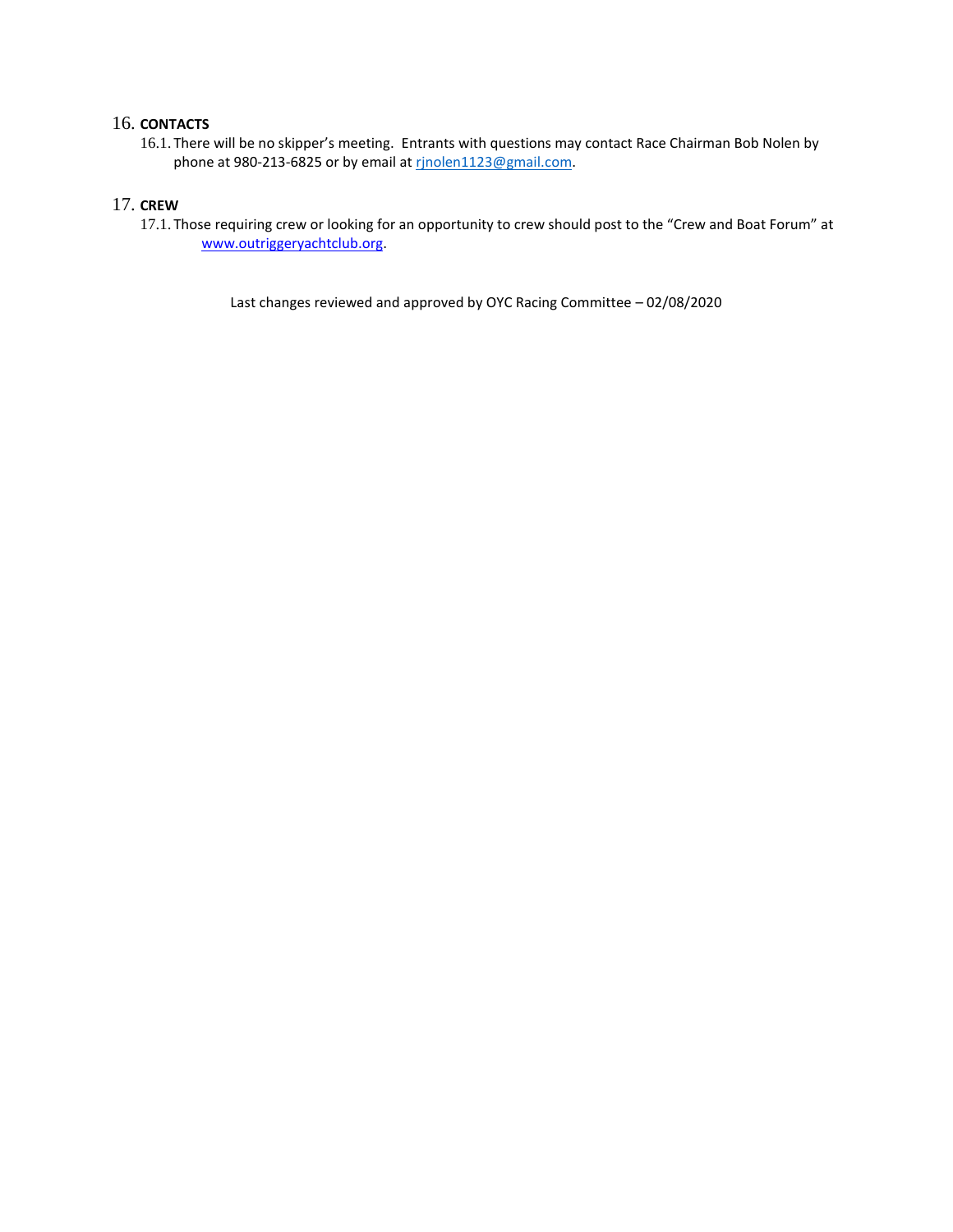## 16. CONTACTS

16.1. There will be no skipper's meeting. Entrants with questions may contact Race Chairman Bob Nolen by phone at 980-213-6825 or by email at rjnolen1123@gmail.com.

## 17. CREW

17.1. Those requiring crew or looking for an opportunity to crew should post to the "Crew and Boat Forum" at www.outriggeryachtclub.org.

Last changes reviewed and approved by OYC Racing Committee – 02/08/2020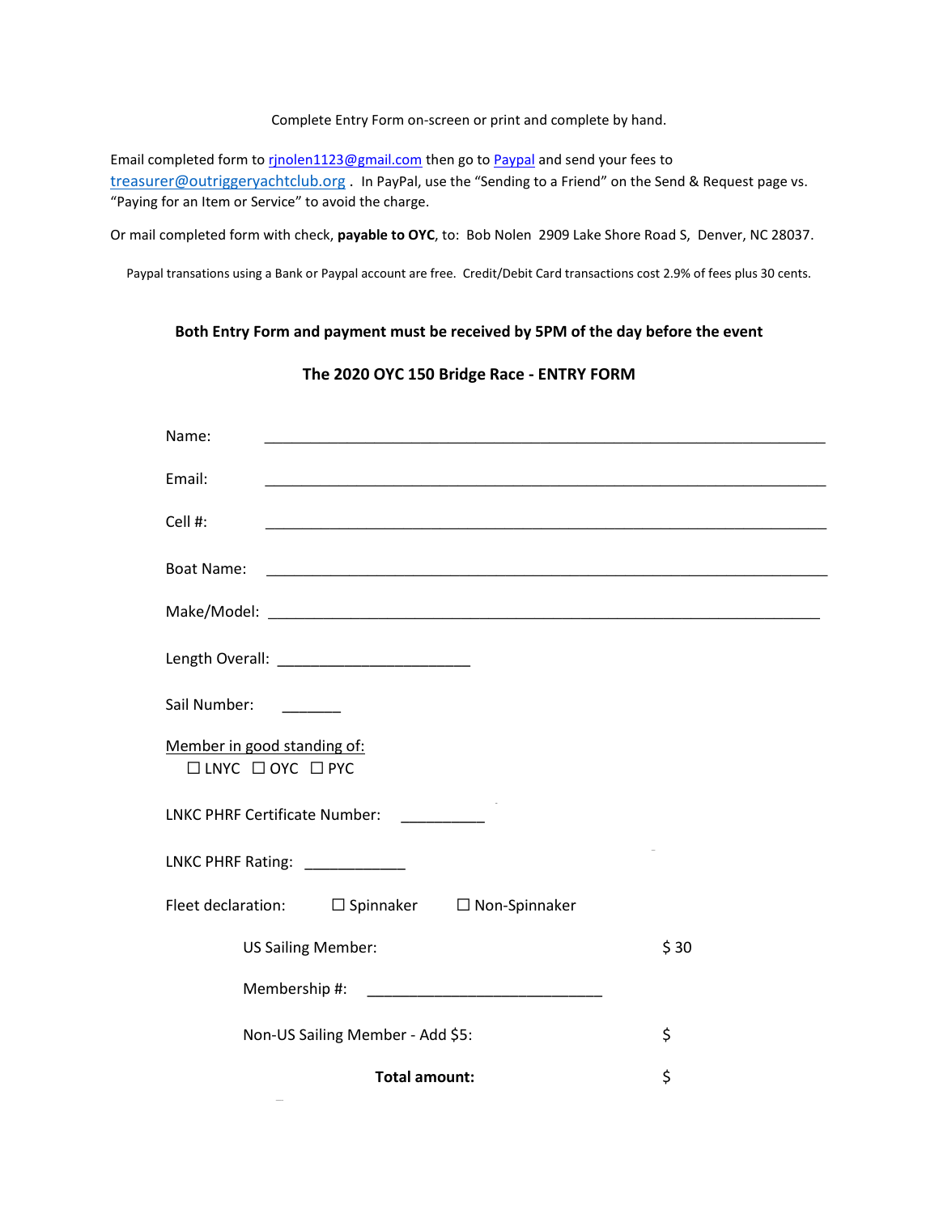Complete Entry Form on-screen or print and complete by hand.

Email completed form to rjnolen1123@gmail.com then go to Paypal and send your fees to treasurer@outriggeryachtclub.org . In PayPal, use the "Sending to a Friend" on the Send & Request page vs. "Paying for an Item or Service" to avoid the charge.

Or mail completed form with check, **payable to OYC**, to: Bob Nolen 2909 Lake Shore Road S, Denver, NC 28037.

Paypal transations using a Bank or Paypal account are free. Credit/Debit Card transactions cost 2.9% of fees plus 30 cents.

**Both Entry Form and payment must be received by 5PM of the day before the event**

## The 2020 OYC 150 Bridge Race - ENTRY FORM

Name: ______________________________________________________________________

Email: ______________________________________________________________________

Cell #: ______________________________________________________________________

Boat Name: ______________________________________________________________________

Make/Model: ______________________________________________________________________

Length Overall: ______________________

Sail Number: _______

Member in good standing of:

☐ LNYC ☐ OYC ☐ PYC

LNKC PHRF Certificate Number: __________

LNKC PHRF Rating: ____________

Fleet declaration: ☐ Spinnaker ☐ Non-Spinnaker

US Sailing Member: $ 30

Membership #: ____________________________

Non-US Sailing Member - Add $5: $

**Total amount:** $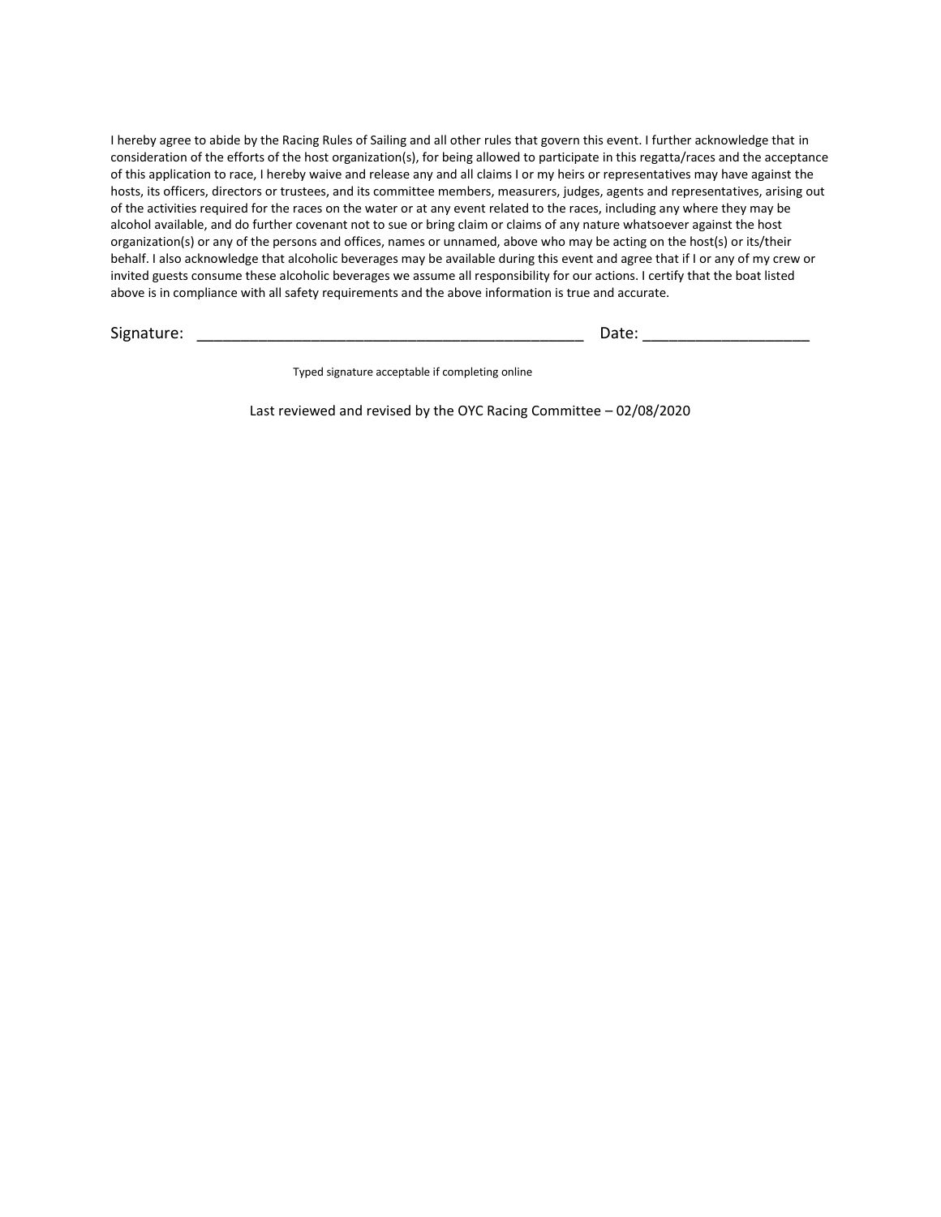I hereby agree to abide by the Racing Rules of Sailing and all other rules that govern this event. I further acknowledge that in consideration of the efforts of the host organization(s), for being allowed to participate in this regatta/races and the acceptance of this application to race, I hereby waive and release any and all claims I or my heirs or representatives may have against the hosts, its officers, directors or trustees, and its committee members, measurers, judges, agents and representatives, arising out of the activities required for the races on the water or at any event related to the races, including any where they may be alcohol available, and do further covenant not to sue or bring claim or claims of any nature whatsoever against the host organization(s) or any of the persons and offices, names or unnamed, above who may be acting on the host(s) or its/their behalf. I also acknowledge that alcoholic beverages may be available during this event and agree that if I or any of my crew or invited guests consume these alcoholic beverages we assume all responsibility for our actions. I certify that the boat listed above is in compliance with all safety requirements and the above information is true and accurate.

Signature: _______________________________________________ Date: ____________________

Typed signature acceptable if completing online

Last reviewed and revised by the OYC Racing Committee – 02/08/2020